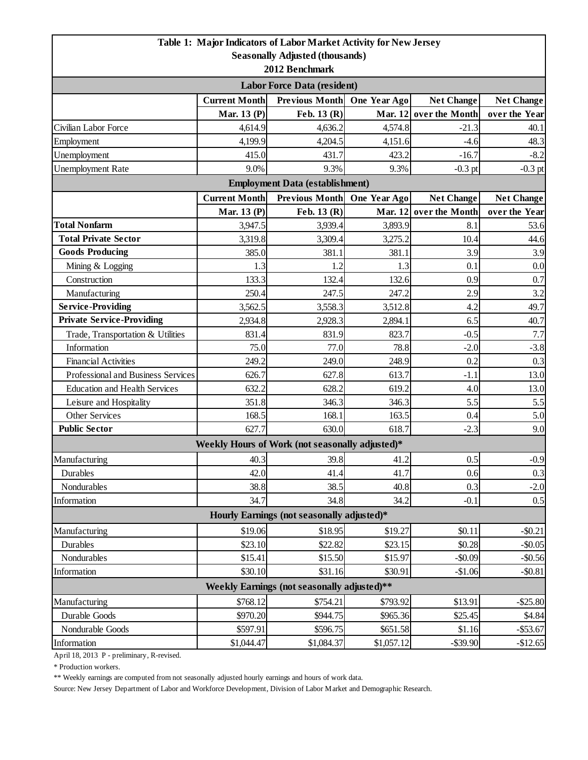# Table 1: Major Indicators of Labor Market Activity for New Jersey

**Seasonally Adjusted (thousands)**

**2012 Benchmark**

| | Current Month | Previous Month | One Year Ago | Net Change | Net Change |
|---|---|---|---|---|---|
| **Labor Force Data (resident)** | | | | | |
| | Mar. 13 (P) | Feb. 13 (R) | Mar. 12 | over the Month | over the Year |
| Civilian Labor Force | 4,614.9 | 4,636.2 | 4,574.8 | -21.3 | 40.1 |
| Employment | 4,199.9 | 4,204.5 | 4,151.6 | -4.6 | 48.3 |
| Unemployment | 415.0 | 431.7 | 423.2 | -16.7 | -8.2 |
| Unemployment Rate | 9.0% | 9.3% | 9.3% | -0.3 pt | -0.3 pt |
| **Employment Data (establishment)** | | | | | |
| | **Current Month** | **Previous Month** | **One Year Ago** | **Net Change** | **Net Change** |
| | Mar. 13 (P) | Feb. 13 (R) | Mar. 12 | over the Month | over the Year |
| **Total Nonfarm** | 3,947.5 | 3,939.4 | 3,893.9 | 8.1 | 53.6 |
| **Total Private Sector** | 3,319.8 | 3,309.4 | 3,275.2 | 10.4 | 44.6 |
| **Goods Producing** | 385.0 | 381.1 | 381.1 | 3.9 | 3.9 |
| Mining & Logging | 1.3 | 1.2 | 1.3 | 0.1 | 0.0 |
| Construction | 133.3 | 132.4 | 132.6 | 0.9 | 0.7 |
| Manufacturing | 250.4 | 247.5 | 247.2 | 2.9 | 3.2 |
| **Service-Providing** | 3,562.5 | 3,558.3 | 3,512.8 | 4.2 | 49.7 |
| **Private Service-Providing** | 2,934.8 | 2,928.3 | 2,894.1 | 6.5 | 40.7 |
| Trade, Transportation & Utilities | 831.4 | 831.9 | 823.7 | -0.5 | 7.7 |
| Information | 75.0 | 77.0 | 78.8 | -2.0 | -3.8 |
| Financial Activities | 249.2 | 249.0 | 248.9 | 0.2 | 0.3 |
| Professional and Business Services | 626.7 | 627.8 | 613.7 | -1.1 | 13.0 |
| Education and Health Services | 632.2 | 628.2 | 619.2 | 4.0 | 13.0 |
| Leisure and Hospitality | 351.8 | 346.3 | 346.3 | 5.5 | 5.5 |
| Other Services | 168.5 | 168.1 | 163.5 | 0.4 | 5.0 |
| **Public Sector** | 627.7 | 630.0 | 618.7 | -2.3 | 9.0 |
| **Weekly Hours of Work (not seasonally adjusted)*** | | | | | |
| Manufacturing | 40.3 | 39.8 | 41.2 | 0.5 | -0.9 |
| Durables | 42.0 | 41.4 | 41.7 | 0.6 | 0.3 |
| Nondurables | 38.8 | 38.5 | 40.8 | 0.3 | -2.0 |
| Information | 34.7 | 34.8 | 34.2 | -0.1 | 0.5 |
| **Hourly Earnings (not seasonally adjusted)*** | | | | | |
| Manufacturing | $19.06 | $18.95 | $19.27 | $0.11 | -$0.21 |
| Durables | $23.10 | $22.82 | $23.15 | $0.28 | -$0.05 |
| Nondurables | $15.41 | $15.50 | $15.97 | -$0.09 | -$0.56 |
| Information | $30.10 | $31.16 | $30.91 | -$1.06 | -$0.81 |
| **Weekly Earnings (not seasonally adjusted)**** | | | | | |
| Manufacturing | $768.12 | $754.21 | $793.92 | $13.91 | -$25.80 |
| Durable Goods | $970.20 | $944.75 | $965.36 | $25.45 | $4.84 |
| Nondurable Goods | $597.91 | $596.75 | $651.58 | $1.16 | -$53.67 |
| Information | $1,044.47 | $1,084.37 | $1,057.12 | -$39.90 | -$12.65 |

April 18, 2013 P - preliminary, R-revised.

* Production workers.

** Weekly earnings are computed from not seasonally adjusted hourly earnings and hours of work data.

Source: New Jersey Department of Labor and Workforce Development, Division of Labor Market and Demographic Research.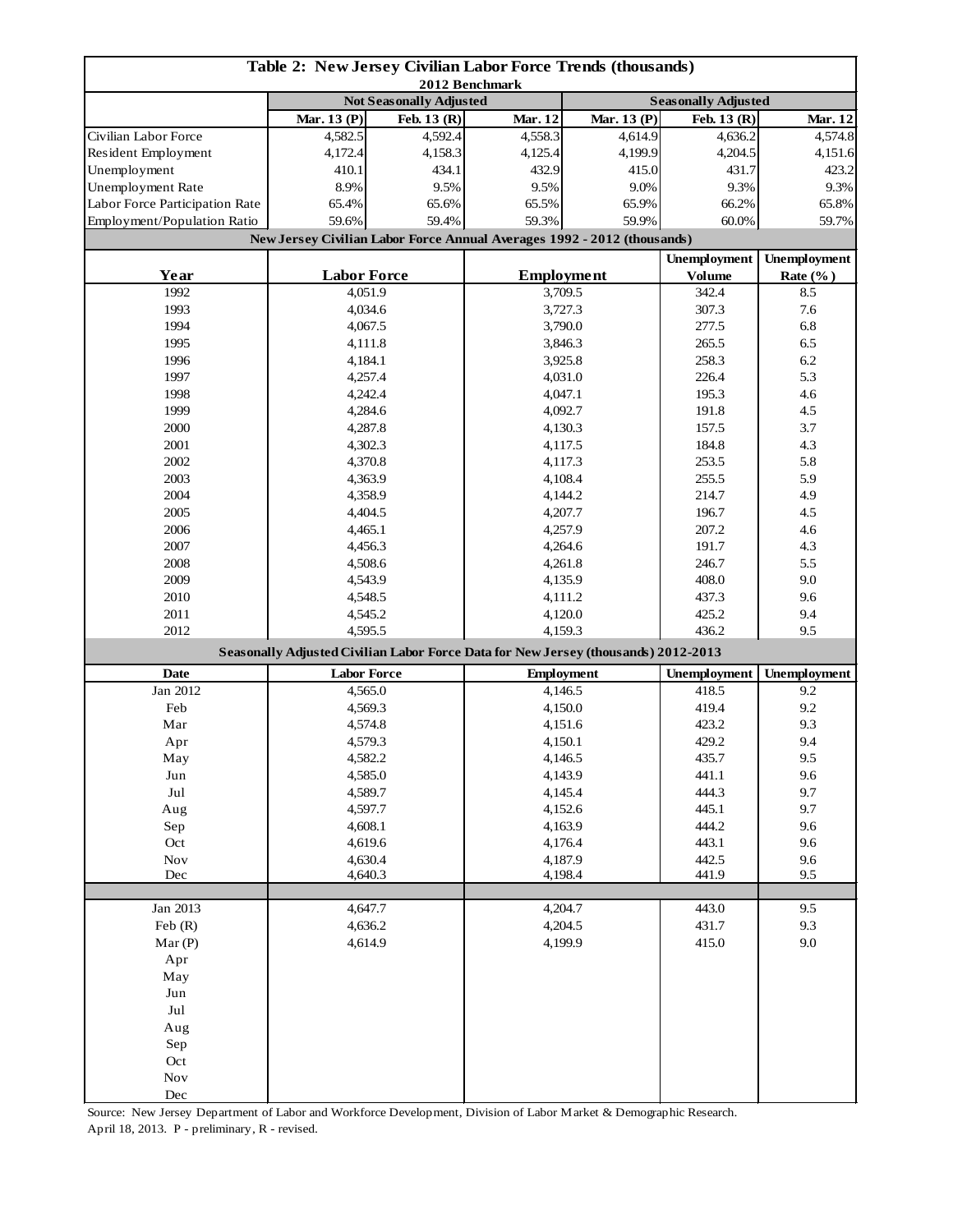## Table 2: New Jersey Civilian Labor Force Trends (thousands)

2012 Benchmark

| | Not Seasonally Adjusted | | | Seasonally Adjusted | | |
|---|---|---|---|---|---|---|
| | Mar. 13 (P) | Feb. 13 (R) | Mar. 12 | Mar. 13 (P) | Feb. 13 (R) | Mar. 12 |
| Civilian Labor Force | 4,582.5 | 4,592.4 | 4,558.3 | 4,614.9 | 4,636.2 | 4,574.8 |
| Resident Employment | 4,172.4 | 4,158.3 | 4,125.4 | 4,199.9 | 4,204.5 | 4,151.6 |
| Unemployment | 410.1 | 434.1 | 432.9 | 415.0 | 431.7 | 423.2 |
| Unemployment Rate | 8.9% | 9.5% | 9.5% | 9.0% | 9.3% | 9.3% |
| Labor Force Participation Rate | 65.4% | 65.6% | 65.5% | 65.9% | 66.2% | 65.8% |
| Employment/Population Ratio | 59.6% | 59.4% | 59.3% | 59.9% | 60.0% | 59.7% |

### New Jersey Civilian Labor Force Annual Averages 1992 - 2012 (thousands)

| Year | Labor Force | Employment | Unemployment Volume | Unemployment Rate (%) |
|---|---|---|---|---|
| 1992 | 4,051.9 | 3,709.5 | 342.4 | 8.5 |
| 1993 | 4,034.6 | 3,727.3 | 307.3 | 7.6 |
| 1994 | 4,067.5 | 3,790.0 | 277.5 | 6.8 |
| 1995 | 4,111.8 | 3,846.3 | 265.5 | 6.5 |
| 1996 | 4,184.1 | 3,925.8 | 258.3 | 6.2 |
| 1997 | 4,257.4 | 4,031.0 | 226.4 | 5.3 |
| 1998 | 4,242.4 | 4,047.1 | 195.3 | 4.6 |
| 1999 | 4,284.6 | 4,092.7 | 191.8 | 4.5 |
| 2000 | 4,287.8 | 4,130.3 | 157.5 | 3.7 |
| 2001 | 4,302.3 | 4,117.5 | 184.8 | 4.3 |
| 2002 | 4,370.8 | 4,117.3 | 253.5 | 5.8 |
| 2003 | 4,363.9 | 4,108.4 | 255.5 | 5.9 |
| 2004 | 4,358.9 | 4,144.2 | 214.7 | 4.9 |
| 2005 | 4,404.5 | 4,207.7 | 196.7 | 4.5 |
| 2006 | 4,465.1 | 4,257.9 | 207.2 | 4.6 |
| 2007 | 4,456.3 | 4,264.6 | 191.7 | 4.3 |
| 2008 | 4,508.6 | 4,261.8 | 246.7 | 5.5 |
| 2009 | 4,543.9 | 4,135.9 | 408.0 | 9.0 |
| 2010 | 4,548.5 | 4,111.2 | 437.3 | 9.6 |
| 2011 | 4,545.2 | 4,120.0 | 425.2 | 9.4 |
| 2012 | 4,595.5 | 4,159.3 | 436.2 | 9.5 |

### Seasonally Adjusted Civilian Labor Force Data for New Jersey (thousands) 2012-2013

| Date | Labor Force | Employment | Unemployment | Unemployment |
|---|---|---|---|---|
| Jan 2012 | 4,565.0 | 4,146.5 | 418.5 | 9.2 |
| Feb | 4,569.3 | 4,150.0 | 419.4 | 9.2 |
| Mar | 4,574.8 | 4,151.6 | 423.2 | 9.3 |
| Apr | 4,579.3 | 4,150.1 | 429.2 | 9.4 |
| May | 4,582.2 | 4,146.5 | 435.7 | 9.5 |
| Jun | 4,585.0 | 4,143.9 | 441.1 | 9.6 |
| Jul | 4,589.7 | 4,145.4 | 444.3 | 9.7 |
| Aug | 4,597.7 | 4,152.6 | 445.1 | 9.7 |
| Sep | 4,608.1 | 4,163.9 | 444.2 | 9.6 |
| Oct | 4,619.6 | 4,176.4 | 443.1 | 9.6 |
| Nov | 4,630.4 | 4,187.9 | 442.5 | 9.6 |
| Dec | 4,640.3 | 4,198.4 | 441.9 | 9.5 |
| | | | | |
| Jan 2013 | 4,647.7 | 4,204.7 | 443.0 | 9.5 |
| Feb (R) | 4,636.2 | 4,204.5 | 431.7 | 9.3 |
| Mar (P) | 4,614.9 | 4,199.9 | 415.0 | 9.0 |
| Apr | | | | |
| May | | | | |
| Jun | | | | |
| Jul | | | | |
| Aug | | | | |
| Sep | | | | |
| Oct | | | | |
| Nov | | | | |
| Dec | | | | |

Source: New Jersey Department of Labor and Workforce Development, Division of Labor Market & Demographic Research.
April 18, 2013. P - preliminary, R - revised.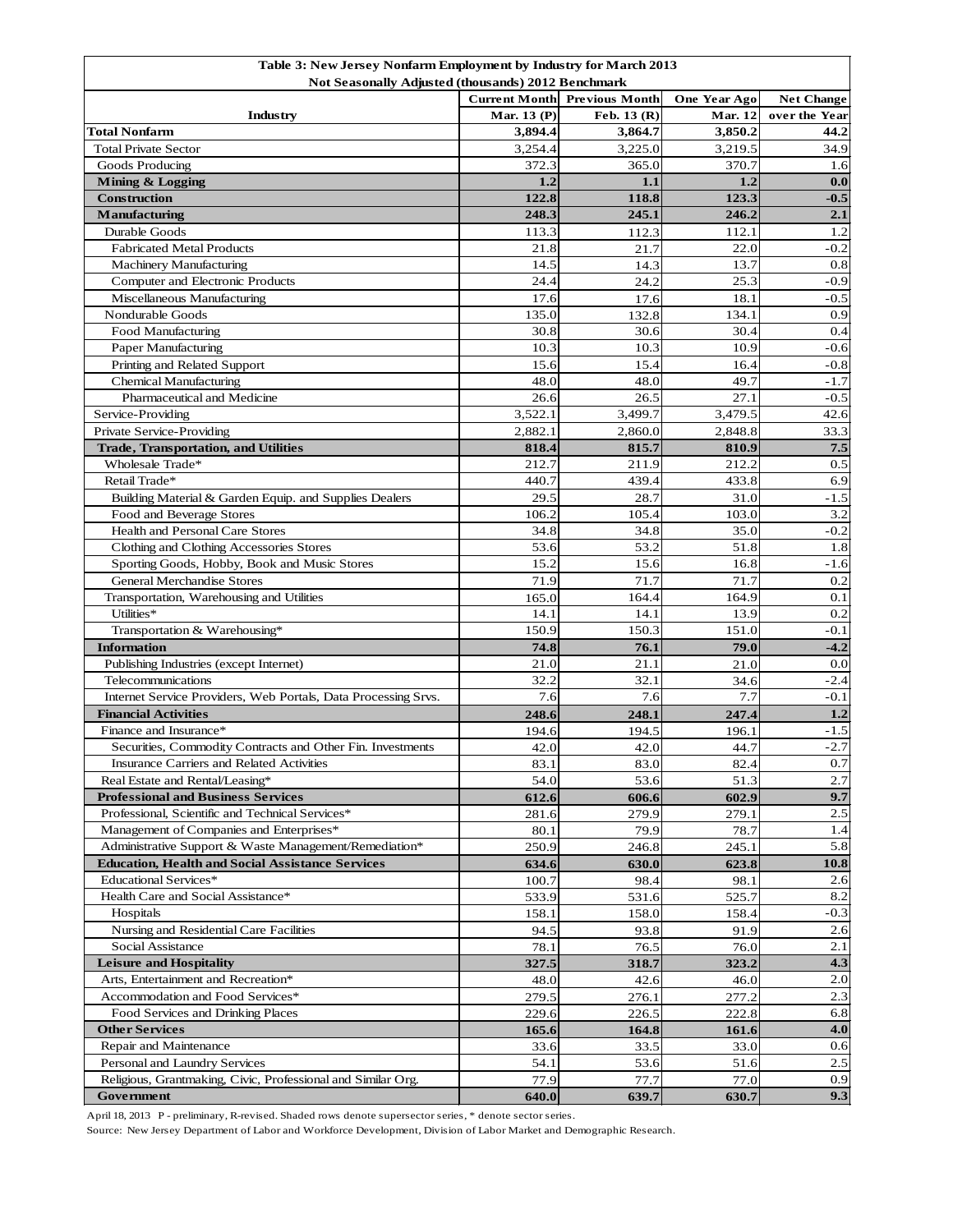**Table 3: New Jersey Nonfarm Employment by Industry for March 2013**
**Not Seasonally Adjusted (thousands) 2012 Benchmark**

| Industry | Current Month Mar. 13 (P) | Previous Month Feb. 13 (R) | One Year Ago Mar. 12 | Net Change over the Year |
|---|---|---|---|---|
| **Total Nonfarm** | **3,894.4** | **3,864.7** | **3,850.2** | **44.2** |
| Total Private Sector | 3,254.4 | 3,225.0 | 3,219.5 | 34.9 |
| Goods Producing | 372.3 | 365.0 | 370.7 | 1.6 |
| **Mining & Logging** | **1.2** | **1.1** | **1.2** | **0.0** |
| **Construction** | **122.8** | **118.8** | **123.3** | **-0.5** |
| **Manufacturing** | **248.3** | **245.1** | **246.2** | **2.1** |
| Durable Goods | 113.3 | 112.3 | 112.1 | 1.2 |
| Fabricated Metal Products | 21.8 | 21.7 | 22.0 | -0.2 |
| Machinery Manufacturing | 14.5 | 14.3 | 13.7 | 0.8 |
| Computer and Electronic Products | 24.4 | 24.2 | 25.3 | -0.9 |
| Miscellaneous Manufacturing | 17.6 | 17.6 | 18.1 | -0.5 |
| Nondurable Goods | 135.0 | 132.8 | 134.1 | 0.9 |
| Food Manufacturing | 30.8 | 30.6 | 30.4 | 0.4 |
| Paper Manufacturing | 10.3 | 10.3 | 10.9 | -0.6 |
| Printing and Related Support | 15.6 | 15.4 | 16.4 | -0.8 |
| Chemical Manufacturing | 48.0 | 48.0 | 49.7 | -1.7 |
| Pharmaceutical and Medicine | 26.6 | 26.5 | 27.1 | -0.5 |
| Service-Providing | 3,522.1 | 3,499.7 | 3,479.5 | 42.6 |
| Private Service-Providing | 2,882.1 | 2,860.0 | 2,848.8 | 33.3 |
| **Trade, Transportation, and Utilities** | **818.4** | **815.7** | **810.9** | **7.5** |
| Wholesale Trade* | 212.7 | 211.9 | 212.2 | 0.5 |
| Retail Trade* | 440.7 | 439.4 | 433.8 | 6.9 |
| Building Material & Garden Equip. and Supplies Dealers | 29.5 | 28.7 | 31.0 | -1.5 |
| Food and Beverage Stores | 106.2 | 105.4 | 103.0 | 3.2 |
| Health and Personal Care Stores | 34.8 | 34.8 | 35.0 | -0.2 |
| Clothing and Clothing Accessories Stores | 53.6 | 53.2 | 51.8 | 1.8 |
| Sporting Goods, Hobby, Book and Music Stores | 15.2 | 15.6 | 16.8 | -1.6 |
| General Merchandise Stores | 71.9 | 71.7 | 71.7 | 0.2 |
| Transportation, Warehousing and Utilities | 165.0 | 164.4 | 164.9 | 0.1 |
| Utilities* | 14.1 | 14.1 | 13.9 | 0.2 |
| Transportation & Warehousing* | 150.9 | 150.3 | 151.0 | -0.1 |
| **Information** | **74.8** | **76.1** | **79.0** | **-4.2** |
| Publishing Industries (except Internet) | 21.0 | 21.1 | 21.0 | 0.0 |
| Telecommunications | 32.2 | 32.1 | 34.6 | -2.4 |
| Internet Service Providers, Web Portals, Data Processing Srvs. | 7.6 | 7.6 | 7.7 | -0.1 |
| **Financial Activities** | **248.6** | **248.1** | **247.4** | **1.2** |
| Finance and Insurance* | 194.6 | 194.5 | 196.1 | -1.5 |
| Securities, Commodity Contracts and Other Fin. Investments | 42.0 | 42.0 | 44.7 | -2.7 |
| Insurance Carriers and Related Activities | 83.1 | 83.0 | 82.4 | 0.7 |
| Real Estate and Rental/Leasing* | 54.0 | 53.6 | 51.3 | 2.7 |
| **Professional and Business Services** | **612.6** | **606.6** | **602.9** | **9.7** |
| Professional, Scientific and Technical Services* | 281.6 | 279.9 | 279.1 | 2.5 |
| Management of Companies and Enterprises* | 80.1 | 79.9 | 78.7 | 1.4 |
| Administrative Support & Waste Management/Remediation* | 250.9 | 246.8 | 245.1 | 5.8 |
| **Education, Health and Social Assistance Services** | **634.6** | **630.0** | **623.8** | **10.8** |
| Educational Services* | 100.7 | 98.4 | 98.1 | 2.6 |
| Health Care and Social Assistance* | 533.9 | 531.6 | 525.7 | 8.2 |
| Hospitals | 158.1 | 158.0 | 158.4 | -0.3 |
| Nursing and Residential Care Facilities | 94.5 | 93.8 | 91.9 | 2.6 |
| Social Assistance | 78.1 | 76.5 | 76.0 | 2.1 |
| **Leisure and Hospitality** | **327.5** | **318.7** | **323.2** | **4.3** |
| Arts, Entertainment and Recreation* | 48.0 | 42.6 | 46.0 | 2.0 |
| Accommodation and Food Services* | 279.5 | 276.1 | 277.2 | 2.3 |
| Food Services and Drinking Places | 229.6 | 226.5 | 222.8 | 6.8 |
| **Other Services** | **165.6** | **164.8** | **161.6** | **4.0** |
| Repair and Maintenance | 33.6 | 33.5 | 33.0 | 0.6 |
| Personal and Laundry Services | 54.1 | 53.6 | 51.6 | 2.5 |
| Religious, Grantmaking, Civic, Professional and Similar Org. | 77.9 | 77.7 | 77.0 | 0.9 |
| **Government** | **640.0** | **639.7** | **630.7** | **9.3** |

April 18, 2013 P - preliminary, R-revised. Shaded rows denote supersector series, * denote sector series.

Source: New Jersey Department of Labor and Workforce Development, Division of Labor Market and Demographic Research.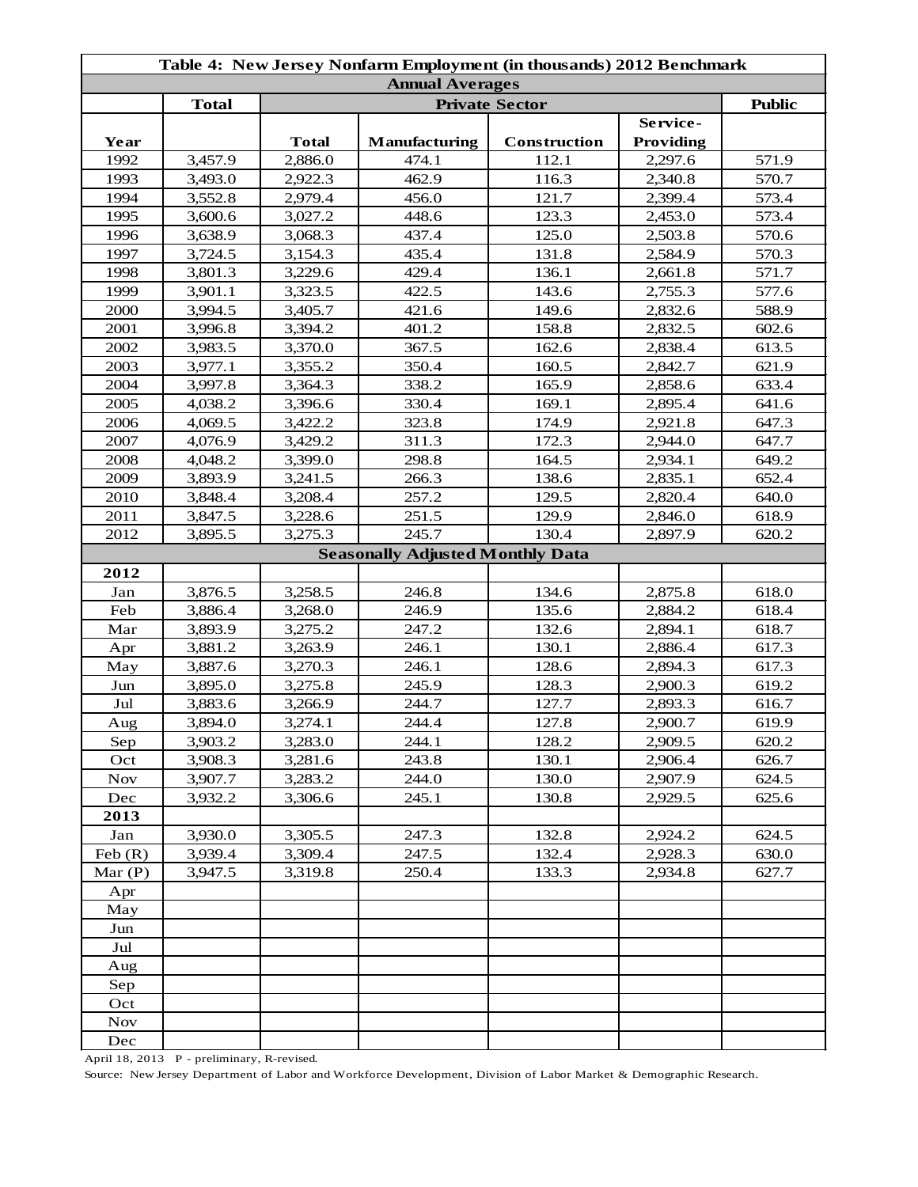| Table 4: New Jersey Nonfarm Employment (in thousands) 2012 Benchmark | | | | | | |
|---|---|---|---|---|---|---|
| **Annual Averages** | | | | | | |
| | **Total** | **Private Sector** | | | | **Public** |
| **Year** | | **Total** | **Manufacturing** | **Construction** | **Service-Providing** | |
| 1992 | 3,457.9 | 2,886.0 | 474.1 | 112.1 | 2,297.6 | 571.9 |
| 1993 | 3,493.0 | 2,922.3 | 462.9 | 116.3 | 2,340.8 | 570.7 |
| 1994 | 3,552.8 | 2,979.4 | 456.0 | 121.7 | 2,399.4 | 573.4 |
| 1995 | 3,600.6 | 3,027.2 | 448.6 | 123.3 | 2,453.0 | 573.4 |
| 1996 | 3,638.9 | 3,068.3 | 437.4 | 125.0 | 2,503.8 | 570.6 |
| 1997 | 3,724.5 | 3,154.3 | 435.4 | 131.8 | 2,584.9 | 570.3 |
| 1998 | 3,801.3 | 3,229.6 | 429.4 | 136.1 | 2,661.8 | 571.7 |
| 1999 | 3,901.1 | 3,323.5 | 422.5 | 143.6 | 2,755.3 | 577.6 |
| 2000 | 3,994.5 | 3,405.7 | 421.6 | 149.6 | 2,832.6 | 588.9 |
| 2001 | 3,996.8 | 3,394.2 | 401.2 | 158.8 | 2,832.5 | 602.6 |
| 2002 | 3,983.5 | 3,370.0 | 367.5 | 162.6 | 2,838.4 | 613.5 |
| 2003 | 3,977.1 | 3,355.2 | 350.4 | 160.5 | 2,842.7 | 621.9 |
| 2004 | 3,997.8 | 3,364.3 | 338.2 | 165.9 | 2,858.6 | 633.4 |
| 2005 | 4,038.2 | 3,396.6 | 330.4 | 169.1 | 2,895.4 | 641.6 |
| 2006 | 4,069.5 | 3,422.2 | 323.8 | 174.9 | 2,921.8 | 647.3 |
| 2007 | 4,076.9 | 3,429.2 | 311.3 | 172.3 | 2,944.0 | 647.7 |
| 2008 | 4,048.2 | 3,399.0 | 298.8 | 164.5 | 2,934.1 | 649.2 |
| 2009 | 3,893.9 | 3,241.5 | 266.3 | 138.6 | 2,835.1 | 652.4 |
| 2010 | 3,848.4 | 3,208.4 | 257.2 | 129.5 | 2,820.4 | 640.0 |
| 2011 | 3,847.5 | 3,228.6 | 251.5 | 129.9 | 2,846.0 | 618.9 |
| 2012 | 3,895.5 | 3,275.3 | 245.7 | 130.4 | 2,897.9 | 620.2 |
| **Seasonally Adjusted Monthly Data** | | | | | | |
| **2012** | | | | | | |
| Jan | 3,876.5 | 3,258.5 | 246.8 | 134.6 | 2,875.8 | 618.0 |
| Feb | 3,886.4 | 3,268.0 | 246.9 | 135.6 | 2,884.2 | 618.4 |
| Mar | 3,893.9 | 3,275.2 | 247.2 | 132.6 | 2,894.1 | 618.7 |
| Apr | 3,881.2 | 3,263.9 | 246.1 | 130.1 | 2,886.4 | 617.3 |
| May | 3,887.6 | 3,270.3 | 246.1 | 128.6 | 2,894.3 | 617.3 |
| Jun | 3,895.0 | 3,275.8 | 245.9 | 128.3 | 2,900.3 | 619.2 |
| Jul | 3,883.6 | 3,266.9 | 244.7 | 127.7 | 2,893.3 | 616.7 |
| Aug | 3,894.0 | 3,274.1 | 244.4 | 127.8 | 2,900.7 | 619.9 |
| Sep | 3,903.2 | 3,283.0 | 244.1 | 128.2 | 2,909.5 | 620.2 |
| Oct | 3,908.3 | 3,281.6 | 243.8 | 130.1 | 2,906.4 | 626.7 |
| Nov | 3,907.7 | 3,283.2 | 244.0 | 130.0 | 2,907.9 | 624.5 |
| Dec | 3,932.2 | 3,306.6 | 245.1 | 130.8 | 2,929.5 | 625.6 |
| **2013** | | | | | | |
| Jan | 3,930.0 | 3,305.5 | 247.3 | 132.8 | 2,924.2 | 624.5 |
| Feb (R) | 3,939.4 | 3,309.4 | 247.5 | 132.4 | 2,928.3 | 630.0 |
| Mar (P) | 3,947.5 | 3,319.8 | 250.4 | 133.3 | 2,934.8 | 627.7 |
| Apr | | | | | | |
| May | | | | | | |
| Jun | | | | | | |
| Jul | | | | | | |
| Aug | | | | | | |
| Sep | | | | | | |
| Oct | | | | | | |
| Nov | | | | | | |
| Dec | | | | | | |

April 18, 2013 P - preliminary, R-revised.

Source: New Jersey Department of Labor and Workforce Development, Division of Labor Market & Demographic Research.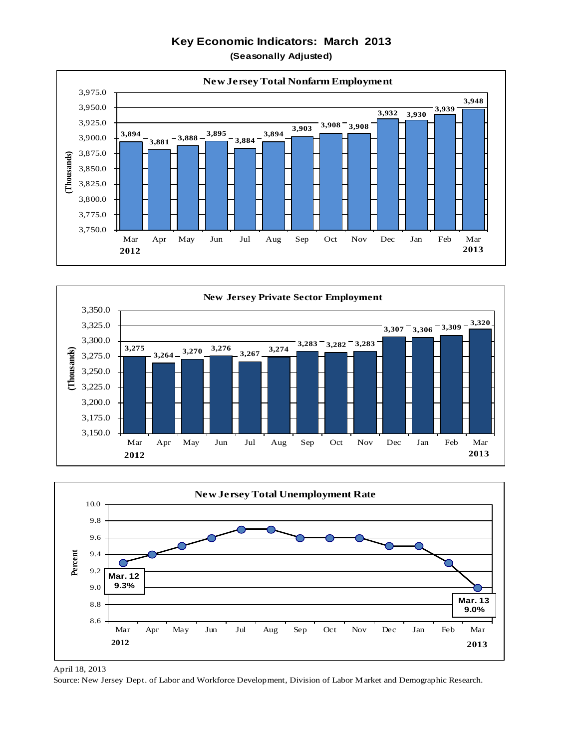# Key Economic Indicators: March 2013

**(Seasonally Adjusted)**

## New Jersey Total Nonfarm Employment

(Thousands)

3,975.0
3,950.0
3,925.0
3,900.0
3,875.0
3,850.0
3,825.0
3,800.0
3,775.0
3,750.0

3,894
3,881
3,888
3,895
3,884
3,894
3,903
3,908
3,908
3,932
3,930
3,939
3,948

Mar Apr May Jun Jul Aug Sep Oct Nov Dec Jan Feb Mar

2012 2013

## New Jersey Private Sector Employment

(Thousands)

3,350.0
3,325.0
3,300.0
3,275.0
3,250.0
3,225.0
3,200.0
3,175.0
3,150.0

3,275
3,264
3,270
3,276
3,267
3,274
3,283
3,282
3,283
3,307
3,306
3,309
3,320

Mar Apr May Jun Jul Aug Sep Oct Nov Dec Jan Feb Mar

2012 2013

## New Jersey Total Unemployment Rate

Percent

10.0
9.8
9.6
9.4
9.2
9.0
8.8
8.6

Mar. 12
9.3%

Mar. 13
9.0%

Mar Apr May Jun Jul Aug Sep Oct Nov Dec Jan Feb Mar

2012 2013

April 18, 2013

Source: New Jersey Dept. of Labor and Workforce Development, Division of Labor Market and Demographic Research.